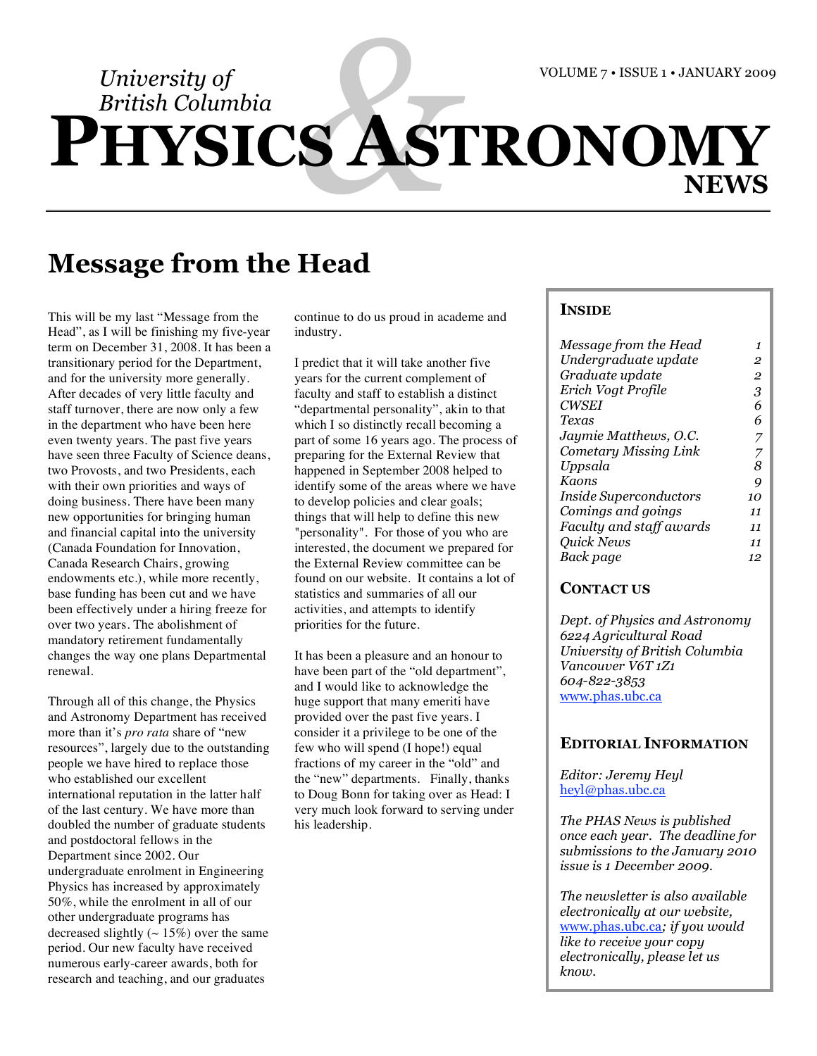# University of British Columbia PHYSICS & ASTRONOMY NEWS

VOLUME 7 • ISSUE 1 • JANUARY 2009

## Message from the Head

This will be my last "Message from the Head", as I will be finishing my five-year term on December 31, 2008. It has been a transitionary period for the Department, and for the university more generally. After decades of very little faculty and staff turnover, there are now only a few in the department who have been here even twenty years. The past five years have seen three Faculty of Science deans, two Provosts, and two Presidents, each with their own priorities and ways of doing business. There have been many new opportunities for bringing human and financial capital into the university (Canada Foundation for Innovation, Canada Research Chairs, growing endowments etc.), while more recently, base funding has been cut and we have been effectively under a hiring freeze for over two years. The abolishment of mandatory retirement fundamentally changes the way one plans Departmental renewal.

Through all of this change, the Physics and Astronomy Department has received more than it's *pro rata* share of "new resources", largely due to the outstanding people we have hired to replace those who established our excellent international reputation in the latter half of the last century. We have more than doubled the number of graduate students and postdoctoral fellows in the Department since 2002. Our undergraduate enrolment in Engineering Physics has increased by approximately 50%, while the enrolment in all of our other undergraduate programs has decreased slightly (~ 15%) over the same period. Our new faculty have received numerous early-career awards, both for research and teaching, and our graduates continue to do us proud in academe and industry.

I predict that it will take another five years for the current complement of faculty and staff to establish a distinct "departmental personality", akin to that which I so distinctly recall becoming a part of some 16 years ago. The process of preparing for the External Review that happened in September 2008 helped to identify some of the areas where we have to develop policies and clear goals; things that will help to define this new "personality". For those of you who are interested, the document we prepared for the External Review committee can be found on our website. It contains a lot of statistics and summaries of all our activities, and attempts to identify priorities for the future.

It has been a pleasure and an honour to have been part of the "old department", and I would like to acknowledge the huge support that many emeriti have provided over the past five years. I consider it a privilege to be one of the few who will spend (I hope!) equal fractions of my career in the "old" and the "new" departments. Finally, thanks to Doug Bonn for taking over as Head: I very much look forward to serving under his leadership.

### Inside

| | |
|---|---|
| *Message from the Head* | *1* |
| *Undergraduate update* | *2* |
| *Graduate update* | *2* |
| *Erich Vogt Profile* | *3* |
| *CWSEI* | *6* |
| *Texas* | *6* |
| *Jaymie Matthews, O.C.* | *7* |
| *Cometary Missing Link* | *7* |
| *Uppsala* | *8* |
| *Kaons* | *9* |
| *Inside Superconductors* | *10* |
| *Comings and goings* | *11* |
| *Faculty and staff awards* | *11* |
| *Quick News* | *11* |
| *Back page* | *12* |

### Contact Us

*Dept. of Physics and Astronomy*
*6224 Agricultural Road*
*University of British Columbia*
*Vancouver V6T 1Z1*
*604-822-3853*
www.phas.ubc.ca

### Editorial Information

*Editor: Jeremy Heyl*
heyl@phas.ubc.ca

*The PHAS News is published once each year. The deadline for submissions to the January 2010 issue is 1 December 2009.*

*The newsletter is also available electronically at our website,* www.phas.ubc.ca*; if you would like to receive your copy electronically, please let us know.*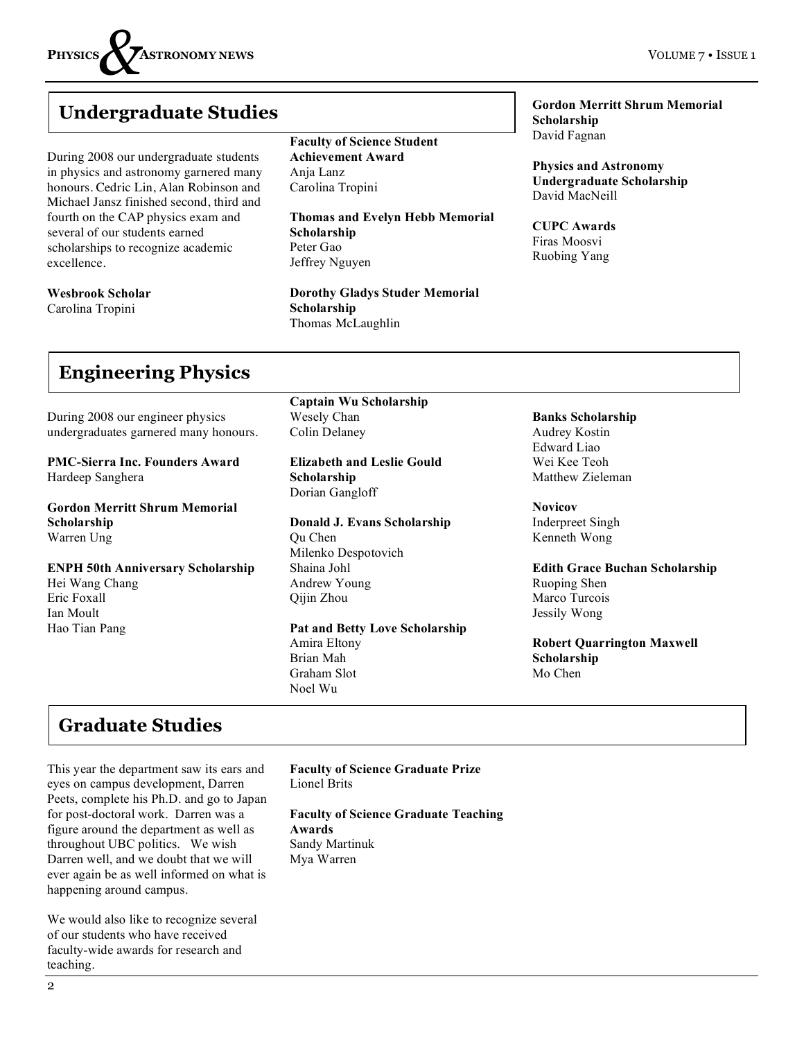## Undergraduate Studies

During 2008 our undergraduate students in physics and astronomy garnered many honours. Cedric Lin, Alan Robinson and Michael Jansz finished second, third and fourth on the CAP physics exam and several of our students earned scholarships to recognize academic excellence.

**Wesbrook Scholar**
Carolina Tropini

**Faculty of Science Student Achievement Award**
Anja Lanz
Carolina Tropini

**Thomas and Evelyn Hebb Memorial Scholarship**
Peter Gao
Jeffrey Nguyen

**Dorothy Gladys Studer Memorial Scholarship**
Thomas McLaughlin

**Gordon Merritt Shrum Memorial Scholarship**
David Fagnan

**Physics and Astronomy Undergraduate Scholarship**
David MacNeill

**CUPC Awards**
Firas Moosvi
Ruobing Yang

## Engineering Physics

During 2008 our engineer physics undergraduates garnered many honours.

**PMC-Sierra Inc. Founders Award**
Hardeep Sanghera

**Gordon Merritt Shrum Memorial Scholarship**
Warren Ung

**ENPH 50th Anniversary Scholarship**
Hei Wang Chang
Eric Foxall
Ian Moult
Hao Tian Pang

**Captain Wu Scholarship**
Wesely Chan
Colin Delaney

**Elizabeth and Leslie Gould Scholarship**
Dorian Gangloff

**Donald J. Evans Scholarship**
Qu Chen
Milenko Despotovich
Shaina Johl
Andrew Young
Qijin Zhou

**Pat and Betty Love Scholarship**
Amira Eltony
Brian Mah
Graham Slot
Noel Wu

**Banks Scholarship**
Audrey Kostin
Edward Liao
Wei Kee Teoh
Matthew Zieleman

**Novicov**
Inderpreet Singh
Kenneth Wong

**Edith Grace Buchan Scholarship**
Ruoping Shen
Marco Turcois
Jessily Wong

**Robert Quarrington Maxwell Scholarship**
Mo Chen

## Graduate Studies

This year the department saw its ears and eyes on campus development, Darren Peets, complete his Ph.D. and go to Japan for post-doctoral work. Darren was a figure around the department as well as throughout UBC politics. We wish Darren well, and we doubt that we will ever again be as well informed on what is happening around campus.

We would also like to recognize several of our students who have received faculty-wide awards for research and teaching.

**Faculty of Science Graduate Prize**
Lionel Brits

**Faculty of Science Graduate Teaching Awards**
Sandy Martinuk
Mya Warren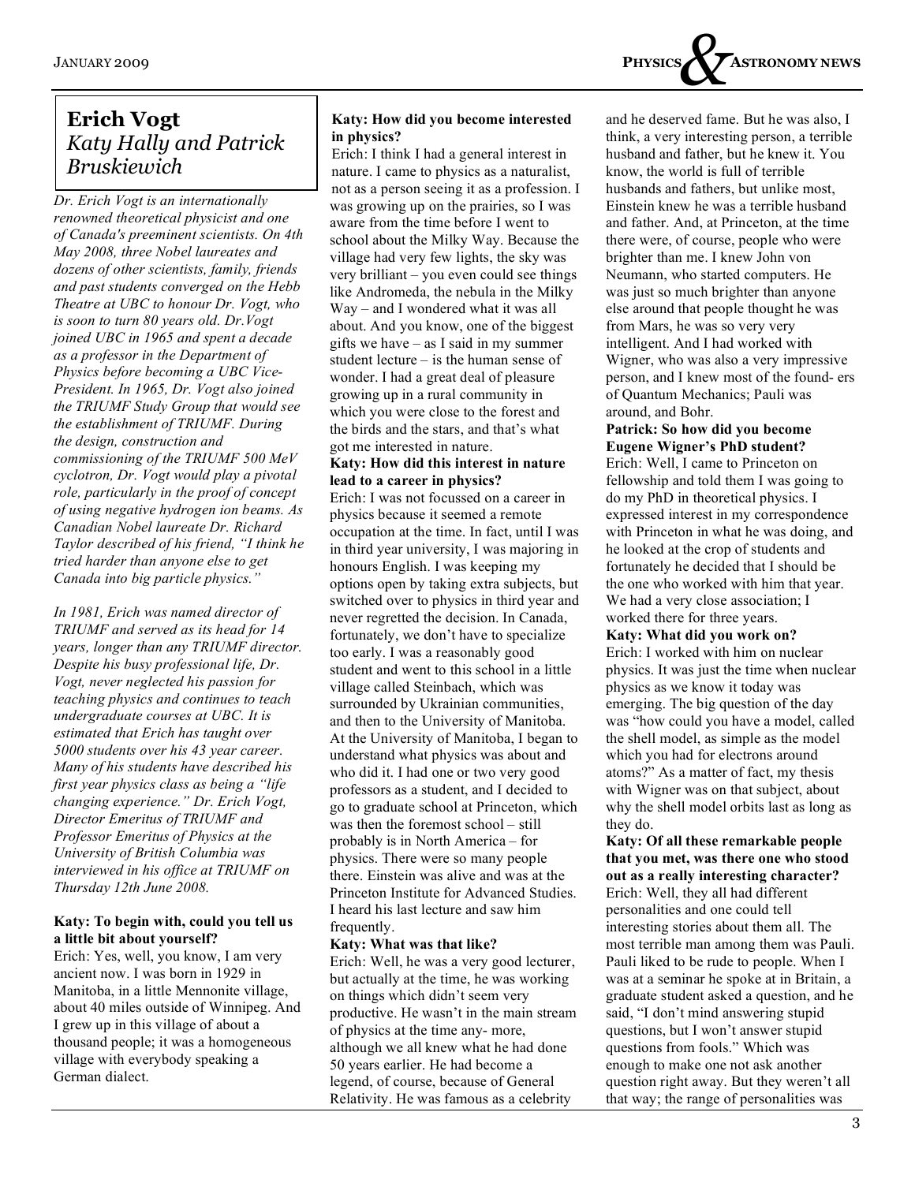## Erich Vogt

### *Katy Hally and Patrick Bruskiewich*

*Dr. Erich Vogt is an internationally renowned theoretical physicist and one of Canada's preeminent scientists. On 4th May 2008, three Nobel laureates and dozens of other scientists, family, friends and past students converged on the Hebb Theatre at UBC to honour Dr. Vogt, who is soon to turn 80 years old. Dr.Vogt joined UBC in 1965 and spent a decade as a professor in the Department of Physics before becoming a UBC Vice-President. In 1965, Dr. Vogt also joined the TRIUMF Study Group that would see the establishment of TRIUMF. During the design, construction and commissioning of the TRIUMF 500 MeV cyclotron, Dr. Vogt would play a pivotal role, particularly in the proof of concept of using negative hydrogen ion beams. As Canadian Nobel laureate Dr. Richard Taylor described of his friend, "I think he tried harder than anyone else to get Canada into big particle physics."*

*In 1981, Erich was named director of TRIUMF and served as its head for 14 years, longer than any TRIUMF director. Despite his busy professional life, Dr. Vogt, never neglected his passion for teaching physics and continues to teach undergraduate courses at UBC. It is estimated that Erich has taught over 5000 students over his 43 year career. Many of his students have described his first year physics class as being a "life changing experience." Dr. Erich Vogt, Director Emeritus of TRIUMF and Professor Emeritus of Physics at the University of British Columbia was interviewed in his office at TRIUMF on Thursday 12th June 2008.*

**Katy: To begin with, could you tell us a little bit about yourself?**

Erich: Yes, well, you know, I am very ancient now. I was born in 1929 in Manitoba, in a little Mennonite village, about 40 miles outside of Winnipeg. And I grew up in this village of about a thousand people; it was a homogeneous village with everybody speaking a German dialect.

**Katy: How did you become interested in physics?**

Erich: I think I had a general interest in nature. I came to physics as a naturalist, not as a person seeing it as a profession. I was growing up on the prairies, so I was aware from the time before I went to school about the Milky Way. Because the village had very few lights, the sky was very brilliant – you even could see things like Andromeda, the nebula in the Milky Way – and I wondered what it was all about. And you know, one of the biggest gifts we have – as I said in my summer student lecture – is the human sense of wonder. I had a great deal of pleasure growing up in a rural community in which you were close to the forest and the birds and the stars, and that's what got me interested in nature.

**Katy: How did this interest in nature lead to a career in physics?**

Erich: I was not focussed on a career in physics because it seemed a remote occupation at the time. In fact, until I was in third year university, I was majoring in honours English. I was keeping my options open by taking extra subjects, but switched over to physics in third year and never regretted the decision. In Canada, fortunately, we don't have to specialize too early. I was a reasonably good student and went to this school in a little village called Steinbach, which was surrounded by Ukrainian communities, and then to the University of Manitoba. At the University of Manitoba, I began to understand what physics was about and who did it. I had one or two very good professors as a student, and I decided to go to graduate school at Princeton, which was then the foremost school – still probably is in North America – for physics. There were so many people there. Einstein was alive and was at the Princeton Institute for Advanced Studies. I heard his last lecture and saw him frequently.

**Katy: What was that like?**

Erich: Well, he was a very good lecturer, but actually at the time, he was working on things which didn't seem very productive. He wasn't in the main stream of physics at the time any- more, although we all knew what he had done 50 years earlier. He had become a legend, of course, because of General Relativity. He was famous as a celebrity and he deserved fame. But he was also, I think, a very interesting person, a terrible husband and father, but he knew it. You know, the world is full of terrible husbands and fathers, but unlike most, Einstein knew he was a terrible husband and father. And, at Princeton, at the time there were, of course, people who were brighter than me. I knew John von Neumann, who started computers. He was just so much brighter than anyone else around that people thought he was from Mars, he was so very very intelligent. And I had worked with Wigner, who was also a very impressive person, and I knew most of the found- ers of Quantum Mechanics; Pauli was around, and Bohr.

**Patrick: So how did you become Eugene Wigner's PhD student?**

Erich: Well, I came to Princeton on fellowship and told them I was going to do my PhD in theoretical physics. I expressed interest in my correspondence with Princeton in what he was doing, and he looked at the crop of students and fortunately he decided that I should be the one who worked with him that year. We had a very close association; I worked there for three years.

**Katy: What did you work on?**

Erich: I worked with him on nuclear physics. It was just the time when nuclear physics as we know it today was emerging. The big question of the day was "how could you have a model, called the shell model, as simple as the model which you had for electrons around atoms?" As a matter of fact, my thesis with Wigner was on that subject, about why the shell model orbits last as long as they do.

**Katy: Of all these remarkable people that you met, was there one who stood out as a really interesting character?**

Erich: Well, they all had different personalities and one could tell interesting stories about them all. The most terrible man among them was Pauli. Pauli liked to be rude to people. When I was at a seminar he spoke at in Britain, a graduate student asked a question, and he said, "I don't mind answering stupid questions, but I won't answer stupid questions from fools." Which was enough to make one not ask another question right away. But they weren't all that way; the range of personalities was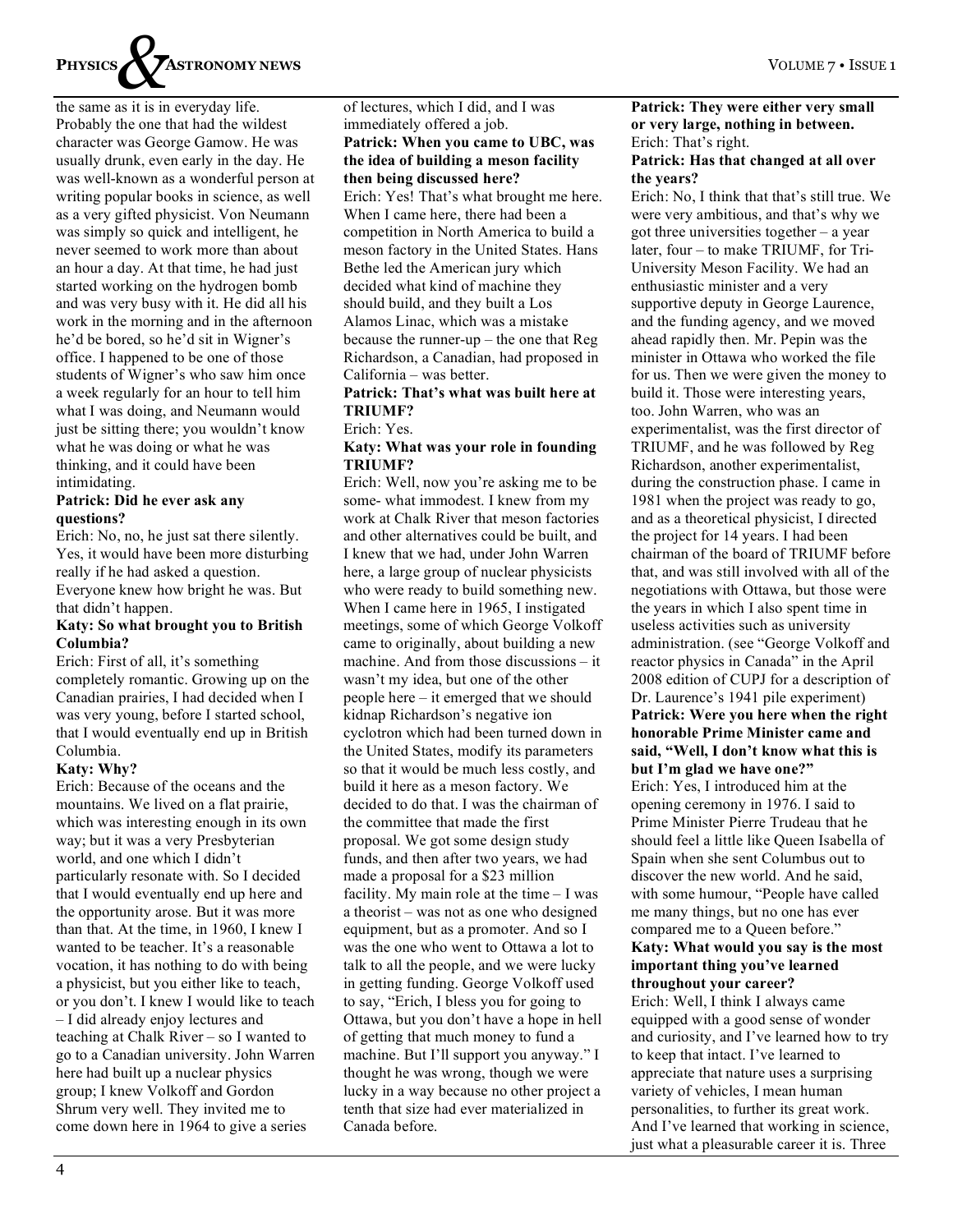the same as it is in everyday life. Probably the one that had the wildest character was George Gamow. He was usually drunk, even early in the day. He was well-known as a wonderful person at writing popular books in science, as well as a very gifted physicist. Von Neumann was simply so quick and intelligent, he never seemed to work more than about an hour a day. At that time, he had just started working on the hydrogen bomb and was very busy with it. He did all his work in the morning and in the afternoon he'd be bored, so he'd sit in Wigner's office. I happened to be one of those students of Wigner's who saw him once a week regularly for an hour to tell him what I was doing, and Neumann would just be sitting there; you wouldn't know what he was doing or what he was thinking, and it could have been intimidating.

**Patrick: Did he ever ask any questions?**

Erich: No, no, he just sat there silently. Yes, it would have been more disturbing really if he had asked a question. Everyone knew how bright he was. But that didn't happen.

**Katy: So what brought you to British Columbia?**

Erich: First of all, it's something completely romantic. Growing up on the Canadian prairies, I had decided when I was very young, before I started school, that I would eventually end up in British Columbia.

**Katy: Why?**

Erich: Because of the oceans and the mountains. We lived on a flat prairie, which was interesting enough in its own way; but it was a very Presbyterian world, and one which I didn't particularly resonate with. So I decided that I would eventually end up here and the opportunity arose. But it was more than that. At the time, in 1960, I knew I wanted to be teacher. It's a reasonable vocation, it has nothing to do with being a physicist, but you either like to teach, or you don't. I knew I would like to teach – I did already enjoy lectures and teaching at Chalk River – so I wanted to go to a Canadian university. John Warren here had built up a nuclear physics group; I knew Volkoff and Gordon Shrum very well. They invited me to come down here in 1964 to give a series of lectures, which I did, and I was immediately offered a job.

**Patrick: When you came to UBC, was the idea of building a meson facility then being discussed here?**

Erich: Yes! That's what brought me here. When I came here, there had been a competition in North America to build a meson factory in the United States. Hans Bethe led the American jury which decided what kind of machine they should build, and they built a Los Alamos Linac, which was a mistake because the runner-up – the one that Reg Richardson, a Canadian, had proposed in California – was better.

**Patrick: That's what was built here at TRIUMF?**

Erich: Yes.

**Katy: What was your role in founding TRIUMF?**

Erich: Well, now you're asking me to be some- what immodest. I knew from my work at Chalk River that meson factories and other alternatives could be built, and I knew that we had, under John Warren here, a large group of nuclear physicists who were ready to build something new. When I came here in 1965, I instigated meetings, some of which George Volkoff came to originally, about building a new machine. And from those discussions – it wasn't my idea, but one of the other people here – it emerged that we should kidnap Richardson's negative ion cyclotron which had been turned down in the United States, modify its parameters so that it would be much less costly, and build it here as a meson factory. We decided to do that. I was the chairman of the committee that made the first proposal. We got some design study funds, and then after two years, we had made a proposal for a $23 million facility. My main role at the time – I was a theorist – was not as one who designed equipment, but as a promoter. And so I was the one who went to Ottawa a lot to talk to all the people, and we were lucky in getting funding. George Volkoff used to say, "Erich, I bless you for going to Ottawa, but you don't have a hope in hell of getting that much money to fund a machine. But I'll support you anyway." I thought he was wrong, though we were lucky in a way because no other project a tenth that size had ever materialized in Canada before.

**Patrick: They were either very small or very large, nothing in between.**

Erich: That's right.

**Patrick: Has that changed at all over the years?**

Erich: No, I think that that's still true. We were very ambitious, and that's why we got three universities together – a year later, four – to make TRIUMF, for Tri-University Meson Facility. We had an enthusiastic minister and a very supportive deputy in George Laurence, and the funding agency, and we moved ahead rapidly then. Mr. Pepin was the minister in Ottawa who worked the file for us. Then we were given the money to build it. Those were interesting years, too. John Warren, who was an experimentalist, was the first director of TRIUMF, and he was followed by Reg Richardson, another experimentalist, during the construction phase. I came in 1981 when the project was ready to go, and as a theoretical physicist, I directed the project for 14 years. I had been chairman of the board of TRIUMF before that, and was still involved with all of the negotiations with Ottawa, but those were the years in which I also spent time in useless activities such as university administration. (see "George Volkoff and reactor physics in Canada" in the April 2008 edition of CUPJ for a description of Dr. Laurence's 1941 pile experiment)

**Patrick: Were you here when the right honorable Prime Minister came and said, "Well, I don't know what this is but I'm glad we have one?"**

Erich: Yes, I introduced him at the opening ceremony in 1976. I said to Prime Minister Pierre Trudeau that he should feel a little like Queen Isabella of Spain when she sent Columbus out to discover the new world. And he said, with some humour, "People have called me many things, but no one has ever compared me to a Queen before."

**Katy: What would you say is the most important thing you've learned throughout your career?**

Erich: Well, I think I always came equipped with a good sense of wonder and curiosity, and I've learned how to try to keep that intact. I've learned to appreciate that nature uses a surprising variety of vehicles, I mean human personalities, to further its great work. And I've learned that working in science, just what a pleasurable career it is. Three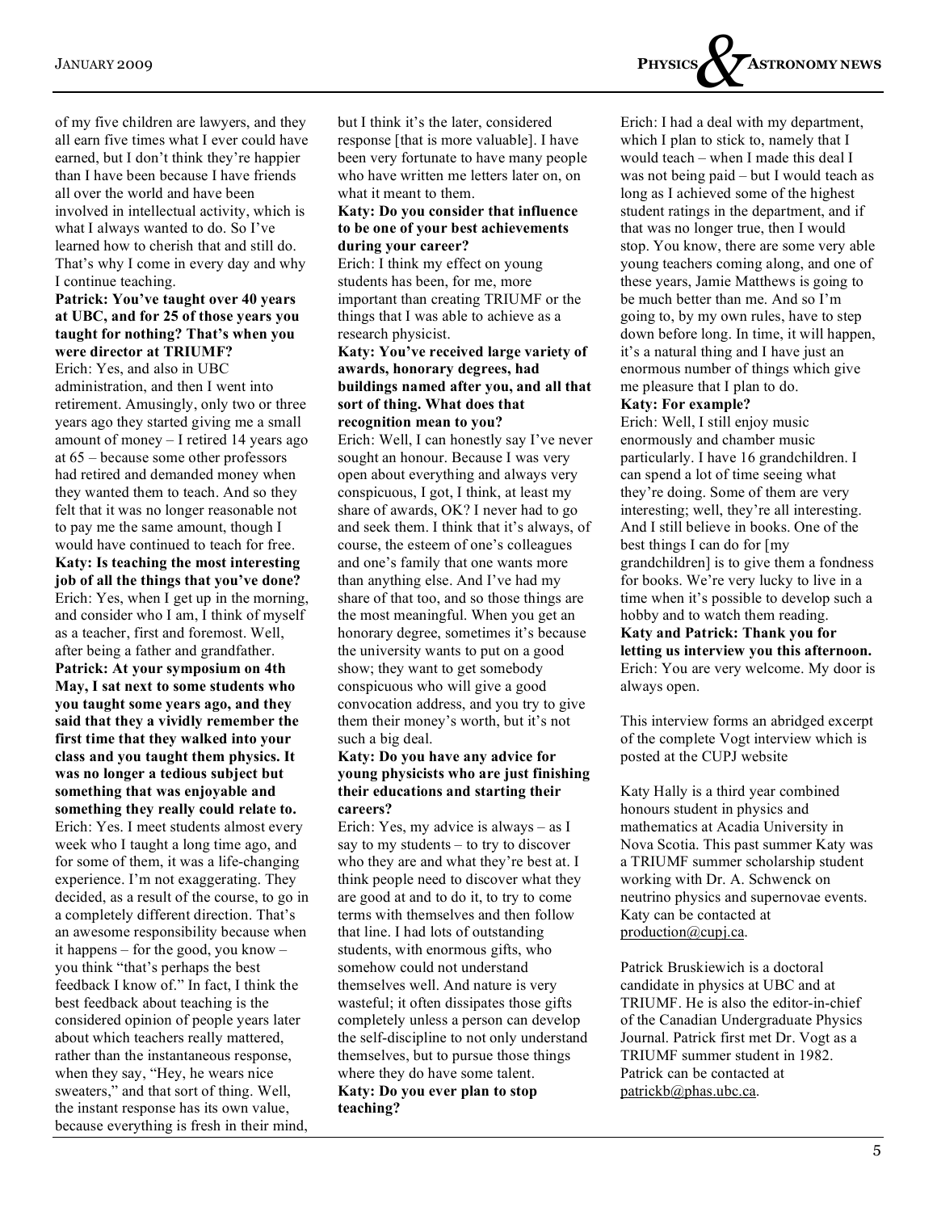of my five children are lawyers, and they all earn five times what I ever could have earned, but I don't think they're happier than I have been because I have friends all over the world and have been involved in intellectual activity, which is what I always wanted to do. So I've learned how to cherish that and still do. That's why I come in every day and why I continue teaching.

**Patrick: You've taught over 40 years at UBC, and for 25 of those years you taught for nothing? That's when you were director at TRIUMF?**

Erich: Yes, and also in UBC administration, and then I went into retirement. Amusingly, only two or three years ago they started giving me a small amount of money – I retired 14 years ago at 65 – because some other professors had retired and demanded money when they wanted them to teach. And so they felt that it was no longer reasonable not to pay me the same amount, though I would have continued to teach for free.

**Katy: Is teaching the most interesting job of all the things that you've done?**

Erich: Yes, when I get up in the morning, and consider who I am, I think of myself as a teacher, first and foremost. Well, after being a father and grandfather.

**Patrick: At your symposium on 4th May, I sat next to some students who you taught some years ago, and they said that they a vividly remember the first time that they walked into your class and you taught them physics. It was no longer a tedious subject but something that was enjoyable and something they really could relate to.**

Erich: Yes. I meet students almost every week who I taught a long time ago, and for some of them, it was a life-changing experience. I'm not exaggerating. They decided, as a result of the course, to go in a completely different direction. That's an awesome responsibility because when it happens – for the good, you know – you think "that's perhaps the best feedback I know of." In fact, I think the best feedback about teaching is the considered opinion of people years later about which teachers really mattered, rather than the instantaneous response, when they say, "Hey, he wears nice sweaters," and that sort of thing. Well, the instant response has its own value, because everything is fresh in their mind, but I think it's the later, considered response [that is more valuable]. I have been very fortunate to have many people who have written me letters later on, on what it meant to them.

**Katy: Do you consider that influence to be one of your best achievements during your career?**

Erich: I think my effect on young students has been, for me, more important than creating TRIUMF or the things that I was able to achieve as a research physicist.

**Katy: You've received large variety of awards, honorary degrees, had buildings named after you, and all that sort of thing. What does that recognition mean to you?**

Erich: Well, I can honestly say I've never sought an honour. Because I was very open about everything and always very conspicuous, I got, I think, at least my share of awards, OK? I never had to go and seek them. I think that it's always, of course, the esteem of one's colleagues and one's family that one wants more than anything else. And I've had my share of that too, and so those things are the most meaningful. When you get an honorary degree, sometimes it's because the university wants to put on a good show; they want to get somebody conspicuous who will give a good convocation address, and you try to give them their money's worth, but it's not such a big deal.

**Katy: Do you have any advice for young physicists who are just finishing their educations and starting their careers?**

Erich: Yes, my advice is always – as I say to my students – to try to discover who they are and what they're best at. I think people need to discover what they are good at and to do it, to try to come terms with themselves and then follow that line. I had lots of outstanding students, with enormous gifts, who somehow could not understand themselves well. And nature is very wasteful; it often dissipates those gifts completely unless a person can develop the self-discipline to not only understand themselves, but to pursue those things where they do have some talent.

**Katy: Do you ever plan to stop teaching?**

Erich: I had a deal with my department, which I plan to stick to, namely that I would teach – when I made this deal I was not being paid – but I would teach as long as I achieved some of the highest student ratings in the department, and if that was no longer true, then I would stop. You know, there are some very able young teachers coming along, and one of these years, Jamie Matthews is going to be much better than me. And so I'm going to, by my own rules, have to step down before long. In time, it will happen, it's a natural thing and I have just an enormous number of things which give me pleasure that I plan to do.

**Katy: For example?**

Erich: Well, I still enjoy music enormously and chamber music particularly. I have 16 grandchildren. I can spend a lot of time seeing what they're doing. Some of them are very interesting; well, they're all interesting. And I still believe in books. One of the best things I can do for [my grandchildren] is to give them a fondness for books. We're very lucky to live in a time when it's possible to develop such a hobby and to watch them reading.

**Katy and Patrick: Thank you for letting us interview you this afternoon.**

Erich: You are very welcome. My door is always open.

This interview forms an abridged excerpt of the complete Vogt interview which is posted at the CUPJ website

Katy Hally is a third year combined honours student in physics and mathematics at Acadia University in Nova Scotia. This past summer Katy was a TRIUMF summer scholarship student working with Dr. A. Schwenck on neutrino physics and supernovae events. Katy can be contacted at production@cupj.ca.

Patrick Bruskiewich is a doctoral candidate in physics at UBC and at TRIUMF. He is also the editor-in-chief of the Canadian Undergraduate Physics Journal. Patrick first met Dr. Vogt as a TRIUMF summer student in 1982. Patrick can be contacted at patrickb@phas.ubc.ca.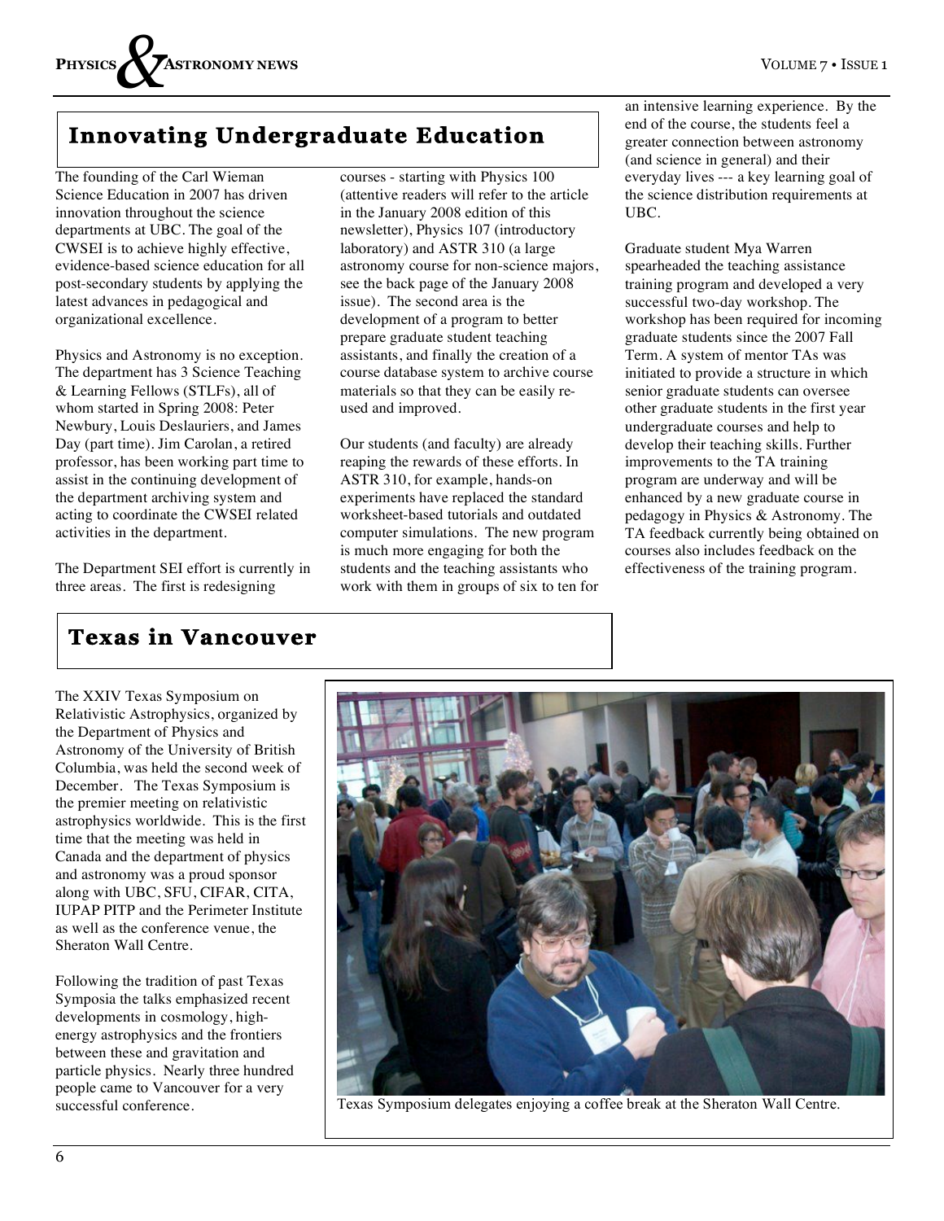## Innovating Undergraduate Education

The founding of the Carl Wieman Science Education in 2007 has driven innovation throughout the science departments at UBC. The goal of the CWSEI is to achieve highly effective, evidence-based science education for all post-secondary students by applying the latest advances in pedagogical and organizational excellence.

Physics and Astronomy is no exception. The department has 3 Science Teaching & Learning Fellows (STLFs), all of whom started in Spring 2008: Peter Newbury, Louis Deslauriers, and James Day (part time). Jim Carolan, a retired professor, has been working part time to assist in the continuing development of the department archiving system and acting to coordinate the CWSEI related activities in the department.

The Department SEI effort is currently in three areas. The first is redesigning courses - starting with Physics 100 (attentive readers will refer to the article in the January 2008 edition of this newsletter), Physics 107 (introductory laboratory) and ASTR 310 (a large astronomy course for non-science majors, see the back page of the January 2008 issue). The second area is the development of a program to better prepare graduate student teaching assistants, and finally the creation of a course database system to archive course materials so that they can be easily re-used and improved.

Our students (and faculty) are already reaping the rewards of these efforts. In ASTR 310, for example, hands-on experiments have replaced the standard worksheet-based tutorials and outdated computer simulations. The new program is much more engaging for both the students and the teaching assistants who work with them in groups of six to ten for an intensive learning experience. By the end of the course, the students feel a greater connection between astronomy (and science in general) and their everyday lives --- a key learning goal of the science distribution requirements at UBC.

Graduate student Mya Warren spearheaded the teaching assistance training program and developed a very successful two-day workshop. The workshop has been required for incoming graduate students since the 2007 Fall Term. A system of mentor TAs was initiated to provide a structure in which senior graduate students can oversee other graduate students in the first year undergraduate courses and help to develop their teaching skills. Further improvements to the TA training program are underway and will be enhanced by a new graduate course in pedagogy in Physics & Astronomy. The TA feedback currently being obtained on courses also includes feedback on the effectiveness of the training program.

## Texas in Vancouver

The XXIV Texas Symposium on Relativistic Astrophysics, organized by the Department of Physics and Astronomy of the University of British Columbia, was held the second week of December. The Texas Symposium is the premier meeting on relativistic astrophysics worldwide. This is the first time that the meeting was held in Canada and the department of physics and astronomy was a proud sponsor along with UBC, SFU, CIFAR, CITA, IUPAP PITP and the Perimeter Institute as well as the conference venue, the Sheraton Wall Centre.

Following the tradition of past Texas Symposia the talks emphasized recent developments in cosmology, high-energy astrophysics and the frontiers between these and gravitation and particle physics. Nearly three hundred people came to Vancouver for a very successful conference.

Texas Symposium delegates enjoying a coffee break at the Sheraton Wall Centre.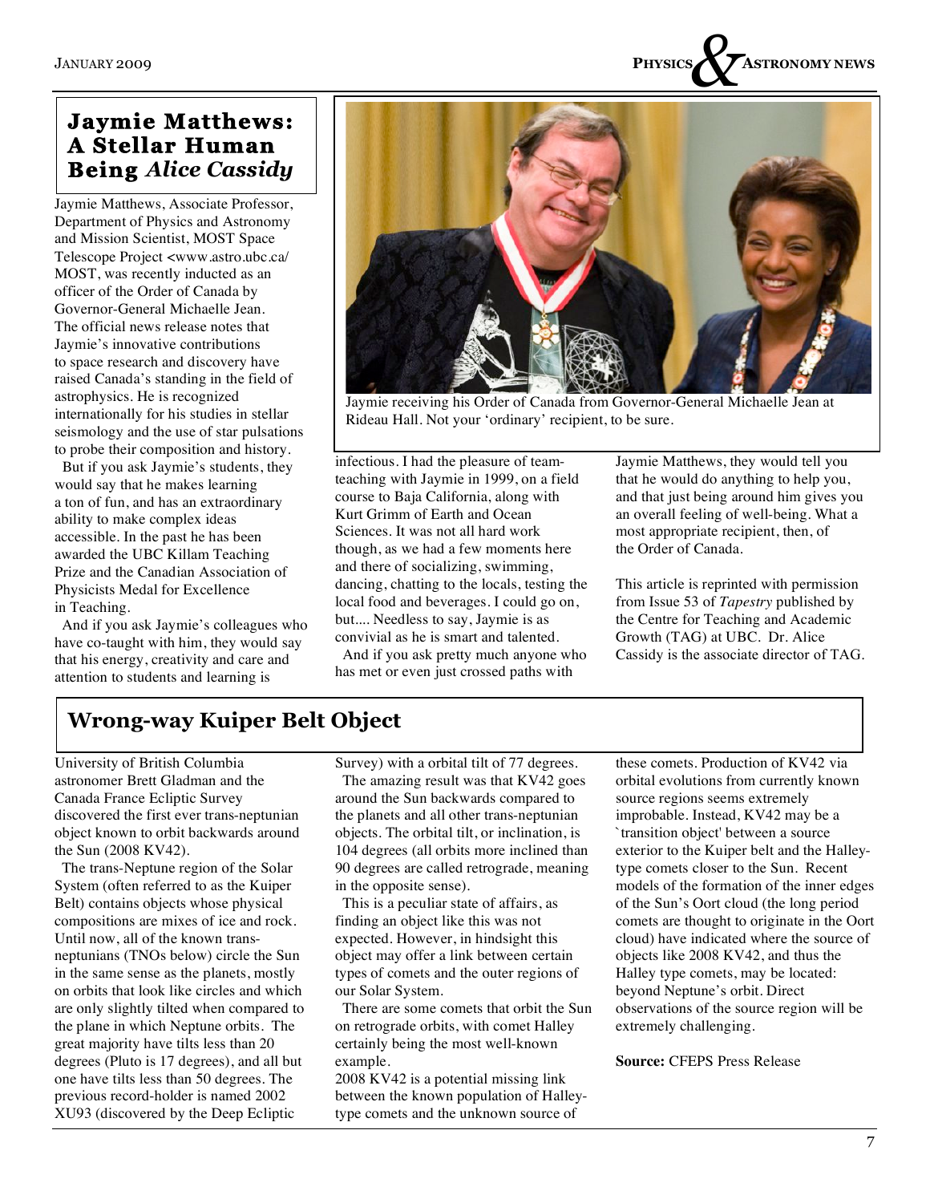## Jaymie Matthews: A Stellar Human Being *Alice Cassidy*

Jaymie Matthews, Associate Professor, Department of Physics and Astronomy and Mission Scientist, MOST Space Telescope Project <www.astro.ubc.ca/MOST, was recently inducted as an officer of the Order of Canada by Governor-General Michaelle Jean. The official news release notes that Jaymie's innovative contributions to space research and discovery have raised Canada's standing in the field of astrophysics. He is recognized internationally for his studies in stellar seismology and the use of star pulsations to probe their composition and history.

But if you ask Jaymie's students, they would say that he makes learning a ton of fun, and has an extraordinary ability to make complex ideas accessible. In the past he has been awarded the UBC Killam Teaching Prize and the Canadian Association of Physicists Medal for Excellence in Teaching.

And if you ask Jaymie's colleagues who have co-taught with him, they would say that his energy, creativity and care and attention to students and learning is infectious. I had the pleasure of team-teaching with Jaymie in 1999, on a field course to Baja California, along with Kurt Grimm of Earth and Ocean Sciences. It was not all hard work though, as we had a few moments here and there of socializing, swimming, dancing, chatting to the locals, testing the local food and beverages. I could go on, but.... Needless to say, Jaymie is as convivial as he is smart and talented.

And if you ask pretty much anyone who has met or even just crossed paths with Jaymie Matthews, they would tell you that he would do anything to help you, and that just being around him gives you an overall feeling of well-being. What a most appropriate recipient, then, of the Order of Canada.

Jaymie receiving his Order of Canada from Governor-General Michaelle Jean at Rideau Hall. Not your 'ordinary' recipient, to be sure.

This article is reprinted with permission from Issue 53 of *Tapestry* published by the Centre for Teaching and Academic Growth (TAG) at UBC. Dr. Alice Cassidy is the associate director of TAG.

## Wrong-way Kuiper Belt Object

University of British Columbia astronomer Brett Gladman and the Canada France Ecliptic Survey discovered the first ever trans-neptunian object known to orbit backwards around the Sun (2008 KV42).

The trans-Neptune region of the Solar System (often referred to as the Kuiper Belt) contains objects whose physical compositions are mixes of ice and rock. Until now, all of the known trans-neptunians (TNOs below) circle the Sun in the same sense as the planets, mostly on orbits that look like circles and which are only slightly tilted when compared to the plane in which Neptune orbits. The great majority have tilts less than 20 degrees (Pluto is 17 degrees), and all but one have tilts less than 50 degrees. The previous record-holder is named 2002 XU93 (discovered by the Deep Ecliptic Survey) with a orbital tilt of 77 degrees.

The amazing result was that KV42 goes around the Sun backwards compared to the planets and all other trans-neptunian objects. The orbital tilt, or inclination, is 104 degrees (all orbits more inclined than 90 degrees are called retrograde, meaning in the opposite sense).

This is a peculiar state of affairs, as finding an object like this was not expected. However, in hindsight this object may offer a link between certain types of comets and the outer regions of our Solar System.

There are some comets that orbit the Sun on retrograde orbits, with comet Halley certainly being the most well-known example.

2008 KV42 is a potential missing link between the known population of Halley-type comets and the unknown source of these comets. Production of KV42 via orbital evolutions from currently known source regions seems extremely improbable. Instead, KV42 may be a `transition object' between a source exterior to the Kuiper belt and the Halley-type comets closer to the Sun. Recent models of the formation of the inner edges of the Sun's Oort cloud (the long period comets are thought to originate in the Oort cloud) have indicated where the source of objects like 2008 KV42, and thus the Halley type comets, may be located: beyond Neptune's orbit. Direct observations of the source region will be extremely challenging.

**Source:** CFEPS Press Release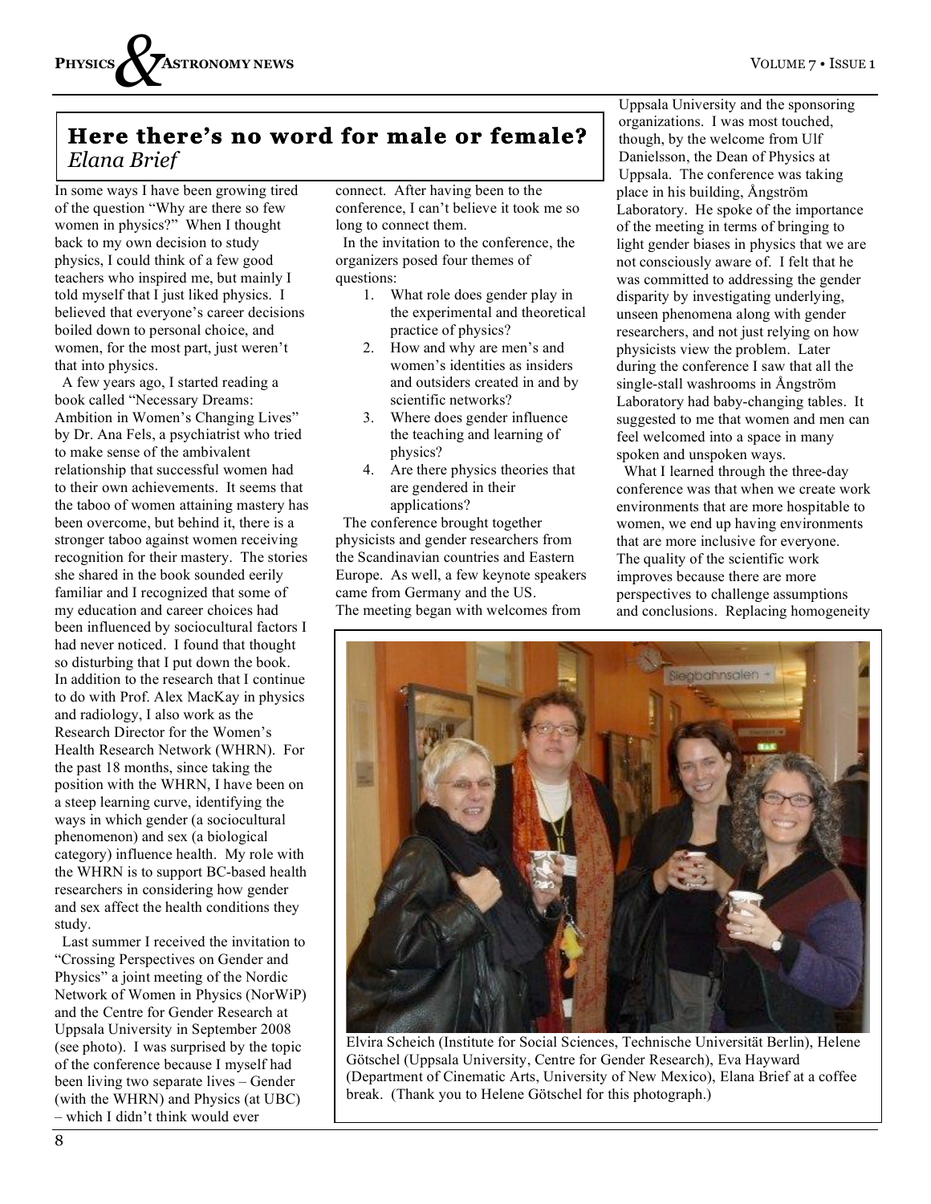## Here there's no word for male or female?

*Elana Brief*

In some ways I have been growing tired of the question "Why are there so few women in physics?" When I thought back to my own decision to study physics, I could think of a few good teachers who inspired me, but mainly I told myself that I just liked physics. I believed that everyone's career decisions boiled down to personal choice, and women, for the most part, just weren't that into physics.

A few years ago, I started reading a book called "Necessary Dreams: Ambition in Women's Changing Lives" by Dr. Ana Fels, a psychiatrist who tried to make sense of the ambivalent relationship that successful women had to their own achievements. It seems that the taboo of women attaining mastery has been overcome, but behind it, there is a stronger taboo against women receiving recognition for their mastery. The stories she shared in the book sounded eerily familiar and I recognized that some of my education and career choices had been influenced by sociocultural factors I had never noticed. I found that thought so disturbing that I put down the book. In addition to the research that I continue to do with Prof. Alex MacKay in physics and radiology, I also work as the Research Director for the Women's Health Research Network (WHRN). For the past 18 months, since taking the position with the WHRN, I have been on a steep learning curve, identifying the ways in which gender (a sociocultural phenomenon) and sex (a biological category) influence health. My role with the WHRN is to support BC-based health researchers in considering how gender and sex affect the health conditions they study.

Last summer I received the invitation to "Crossing Perspectives on Gender and Physics" a joint meeting of the Nordic Network of Women in Physics (NorWiP) and the Centre for Gender Research at Uppsala University in September 2008 (see photo). I was surprised by the topic of the conference because I myself had been living two separate lives – Gender (with the WHRN) and Physics (at UBC) – which I didn't think would ever connect. After having been to the conference, I can't believe it took me so long to connect them.

In the invitation to the conference, the organizers posed four themes of questions:

1. What role does gender play in the experimental and theoretical practice of physics?
2. How and why are men's and women's identities as insiders and outsiders created in and by scientific networks?
3. Where does gender influence the teaching and learning of physics?
4. Are there physics theories that are gendered in their applications?

The conference brought together physicists and gender researchers from the Scandinavian countries and Eastern Europe. As well, a few keynote speakers came from Germany and the US. The meeting began with welcomes from Uppsala University and the sponsoring organizations. I was most touched, though, by the welcome from Ulf Danielsson, the Dean of Physics at Uppsala. The conference was taking place in his building, Ångström Laboratory. He spoke of the importance of the meeting in terms of bringing to light gender biases in physics that we are not consciously aware of. I felt that he was committed to addressing the gender disparity by investigating underlying, unseen phenomena along with gender researchers, and not just relying on how physicists view the problem. Later during the conference I saw that all the single-stall washrooms in Ångström Laboratory had baby-changing tables. It suggested to me that women and men can feel welcomed into a space in many spoken and unspoken ways.

What I learned through the three-day conference was that when we create work environments that are more hospitable to women, we end up having environments that are more inclusive for everyone. The quality of the scientific work improves because there are more perspectives to challenge assumptions and conclusions. Replacing homogeneity

Elvira Scheich (Institute for Social Sciences, Technische Universität Berlin), Helene Götschel (Uppsala University, Centre for Gender Research), Eva Hayward (Department of Cinematic Arts, University of New Mexico), Elana Brief at a coffee break. (Thank you to Helene Götschel for this photograph.)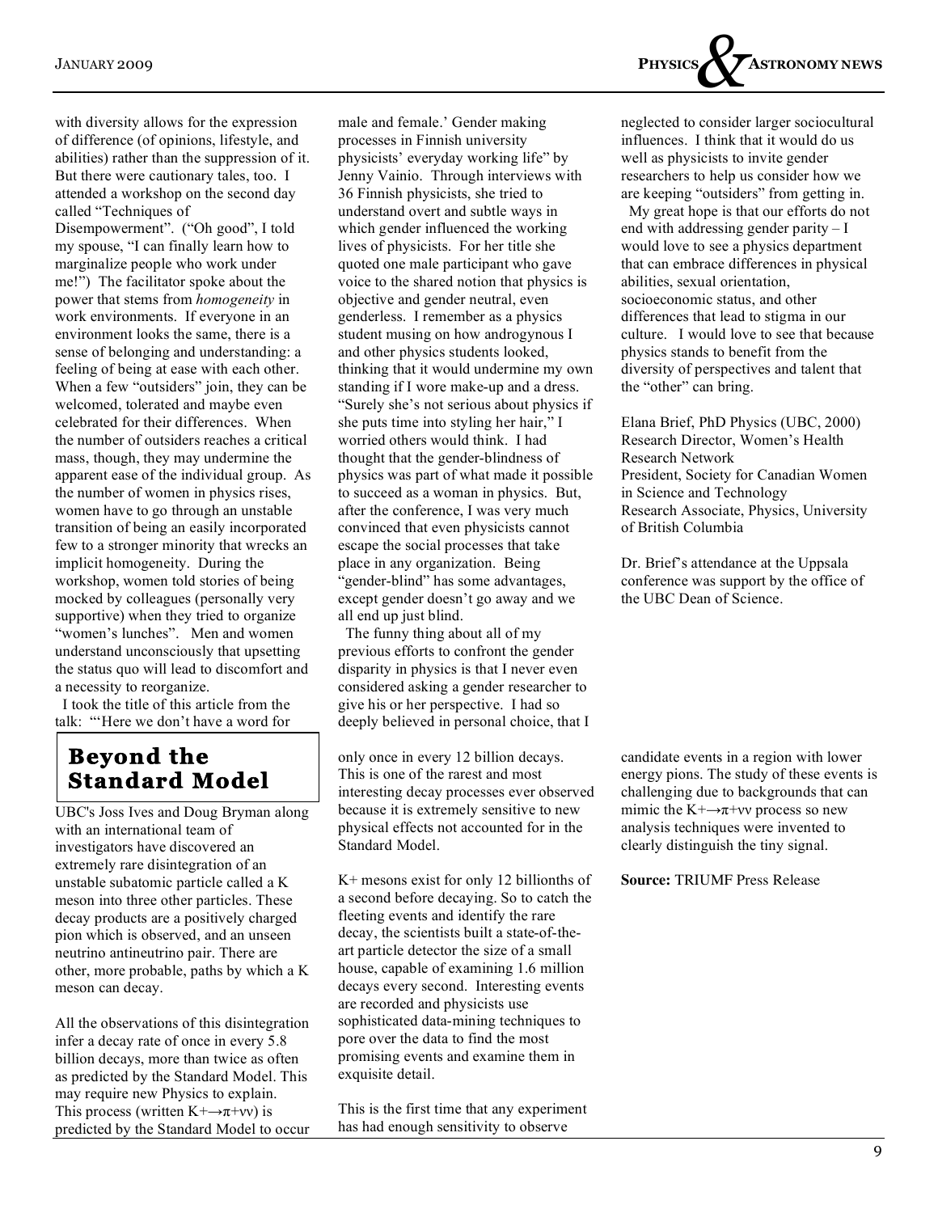with diversity allows for the expression of difference (of opinions, lifestyle, and abilities) rather than the suppression of it. But there were cautionary tales, too. I attended a workshop on the second day called "Techniques of Disempowerment". ("Oh good", I told my spouse, "I can finally learn how to marginalize people who work under me!") The facilitator spoke about the power that stems from *homogeneity* in work environments. If everyone in an environment looks the same, there is a sense of belonging and understanding: a feeling of being at ease with each other. When a few "outsiders" join, they can be welcomed, tolerated and maybe even celebrated for their differences. When the number of outsiders reaches a critical mass, though, they may undermine the apparent ease of the individual group. As the number of women in physics rises, women have to go through an unstable transition of being an easily incorporated few to a stronger minority that wrecks an implicit homogeneity. During the workshop, women told stories of being mocked by colleagues (personally very supportive) when they tried to organize "women's lunches". Men and women understand unconsciously that upsetting the status quo will lead to discomfort and a necessity to reorganize.

I took the title of this article from the talk: "'Here we don't have a word for male and female.' Gender making processes in Finnish university physicists' everyday working life" by Jenny Vainio. Through interviews with 36 Finnish physicists, she tried to understand overt and subtle ways in which gender influenced the working lives of physicists. For her title she quoted one male participant who gave voice to the shared notion that physics is objective and gender neutral, even genderless. I remember as a physics student musing on how androgynous I and other physics students looked, thinking that it would undermine my own standing if I wore make-up and a dress. "Surely she's not serious about physics if she puts time into styling her hair," I worried others would think. I had thought that the gender-blindness of physics was part of what made it possible to succeed as a woman in physics. But, after the conference, I was very much convinced that even physicists cannot escape the social processes that take place in any organization. Being "gender-blind" has some advantages, except gender doesn't go away and we all end up just blind.

The funny thing about all of my previous efforts to confront the gender disparity in physics is that I never even considered asking a gender researcher to give his or her perspective. I had so deeply believed in personal choice, that I neglected to consider larger sociocultural influences. I think that it would do us well as physicists to invite gender researchers to help us consider how we are keeping "outsiders" from getting in.

My great hope is that our efforts do not end with addressing gender parity – I would love to see a physics department that can embrace differences in physical abilities, sexual orientation, socioeconomic status, and other differences that lead to stigma in our culture. I would love to see that because physics stands to benefit from the diversity of perspectives and talent that the "other" can bring.

Elana Brief, PhD Physics (UBC, 2000)
Research Director, Women's Health Research Network
President, Society for Canadian Women in Science and Technology
Research Associate, Physics, University of British Columbia

Dr. Brief's attendance at the Uppsala conference was support by the office of the UBC Dean of Science.

## Beyond the Standard Model

UBC's Joss Ives and Doug Bryman along with an international team of investigators have discovered an extremely rare disintegration of an unstable subatomic particle called a K meson into three other particles. These decay products are a positively charged pion which is observed, and an unseen neutrino antineutrino pair. There are other, more probable, paths by which a K meson can decay.

All the observations of this disintegration infer a decay rate of once in every 5.8 billion decays, more than twice as often as predicted by the Standard Model. This may require new Physics to explain. This process (written $K^+ \rightarrow \pi^+ \nu\nu$) is predicted by the Standard Model to occur only once in every 12 billion decays. This is one of the rarest and most interesting decay processes ever observed because it is extremely sensitive to new physical effects not accounted for in the Standard Model.

K+ mesons exist for only 12 billionths of a second before decaying. So to catch the fleeting events and identify the rare decay, the scientists built a state-of-the-art particle detector the size of a small house, capable of examining 1.6 million decays every second. Interesting events are recorded and physicists use sophisticated data-mining techniques to pore over the data to find the most promising events and examine them in exquisite detail.

This is the first time that any experiment has had enough sensitivity to observe candidate events in a region with lower energy pions. The study of these events is challenging due to backgrounds that can mimic the $K^+ \rightarrow \pi^+ \nu\nu$ process so new analysis techniques were invented to clearly distinguish the tiny signal.

**Source:** TRIUMF Press Release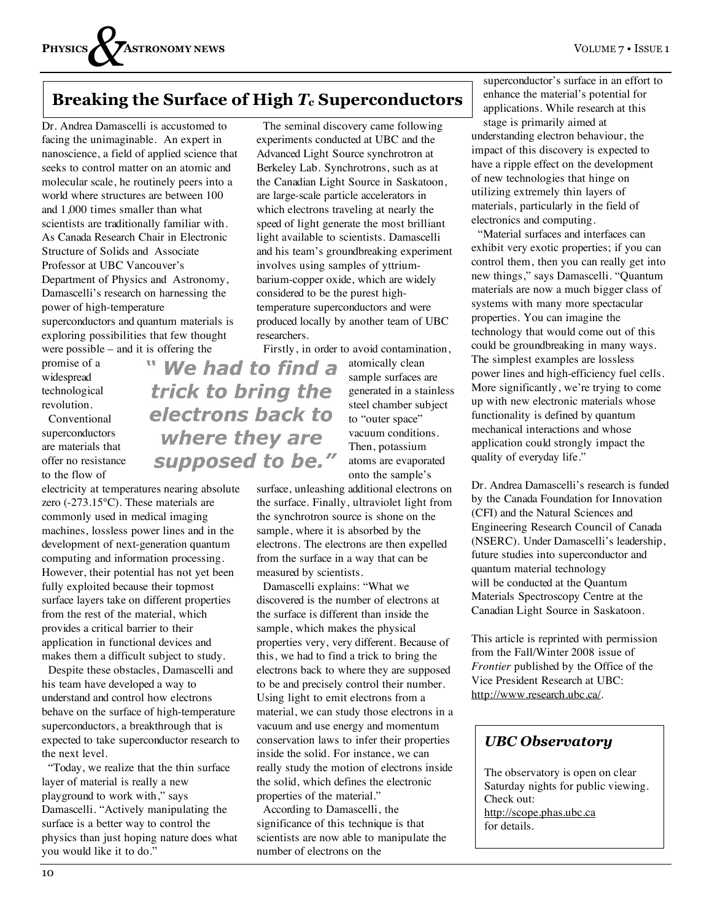## Breaking the Surface of High $T_c$ Superconductors

Dr. Andrea Damascelli is accustomed to facing the unimaginable. An expert in nanoscience, a field of applied science that seeks to control matter on an atomic and molecular scale, he routinely peers into a world where structures are between 100 and 1,000 times smaller than what scientists are traditionally familiar with. As Canada Research Chair in Electronic Structure of Solids and Associate Professor at UBC Vancouver's Department of Physics and Astronomy, Damascelli's research on harnessing the power of high-temperature superconductors and quantum materials is exploring possibilities that few thought were possible – and it is offering the promise of a widespread technological revolution.

Conventional superconductors are materials that offer no resistance to the flow of electricity at temperatures nearing absolute zero (-273.15°C). These materials are commonly used in medical imaging machines, lossless power lines and in the development of next-generation quantum computing and information processing. However, their potential has not yet been fully exploited because their topmost surface layers take on different properties from the rest of the material, which provides a critical barrier to their application in functional devices and makes them a difficult subject to study.

Despite these obstacles, Damascelli and his team have developed a way to understand and control how electrons behave on the surface of high-temperature superconductors, a breakthrough that is expected to take superconductor research to the next level.

"Today, we realize that the thin surface layer of material is really a new playground to work with," says Damascelli. "Actively manipulating the surface is a better way to control the physics than just hoping nature does what you would like it to do."

> *"We had to find a trick to bring the electrons back to where they are supposed to be."*

The seminal discovery came following experiments conducted at UBC and the Advanced Light Source synchrotron at Berkeley Lab. Synchrotrons, such as at the Canadian Light Source in Saskatoon, are large-scale particle accelerators in which electrons traveling at nearly the speed of light generate the most brilliant light available to scientists. Damascelli and his team's groundbreaking experiment involves using samples of yttrium-barium-copper oxide, which are widely considered to be the purest high-temperature superconductors and were produced locally by another team of UBC researchers.

Firstly, in order to avoid contamination, atomically clean sample surfaces are generated in a stainless steel chamber subject to "outer space" vacuum conditions. Then, potassium atoms are evaporated onto the sample's surface, unleashing additional electrons on the surface. Finally, ultraviolet light from the synchrotron source is shone on the sample, where it is absorbed by the electrons. The electrons are then expelled from the surface in a way that can be measured by scientists.

Damascelli explains: "What we discovered is the number of electrons at the surface is different than inside the sample, which makes the physical properties very, very different. Because of this, we had to find a trick to bring the electrons back to where they are supposed to be and precisely control their number. Using light to emit electrons from a material, we can study those electrons in a vacuum and use energy and momentum conservation laws to infer their properties inside the solid. For instance, we can really study the motion of electrons inside the solid, which defines the electronic properties of the material."

According to Damascelli, the significance of this technique is that scientists are now able to manipulate the number of electrons on the superconductor's surface in an effort to enhance the material's potential for applications. While research at this stage is primarily aimed at understanding electron behaviour, the impact of this discovery is expected to have a ripple effect on the development of new technologies that hinge on utilizing extremely thin layers of materials, particularly in the field of electronics and computing.

"Material surfaces and interfaces can exhibit very exotic properties; if you can control them, then you can really get into new things," says Damascelli. "Quantum materials are now a much bigger class of systems with many more spectacular properties. You can imagine the technology that would come out of this could be groundbreaking in many ways. The simplest examples are lossless power lines and high-efficiency fuel cells. More significantly, we're trying to come up with new electronic materials whose functionality is defined by quantum mechanical interactions and whose application could strongly impact the quality of everyday life."

Dr. Andrea Damascelli's research is funded by the Canada Foundation for Innovation (CFI) and the Natural Sciences and Engineering Research Council of Canada (NSERC). Under Damascelli's leadership, future studies into superconductor and quantum material technology will be conducted at the Quantum Materials Spectroscopy Centre at the Canadian Light Source in Saskatoon.

This article is reprinted with permission from the Fall/Winter 2008 issue of *Frontier* published by the Office of the Vice President Research at UBC: http://www.research.ubc.ca/.

### *UBC Observatory*

The observatory is open on clear Saturday nights for public viewing. Check out: http://scope.phas.ubc.ca for details.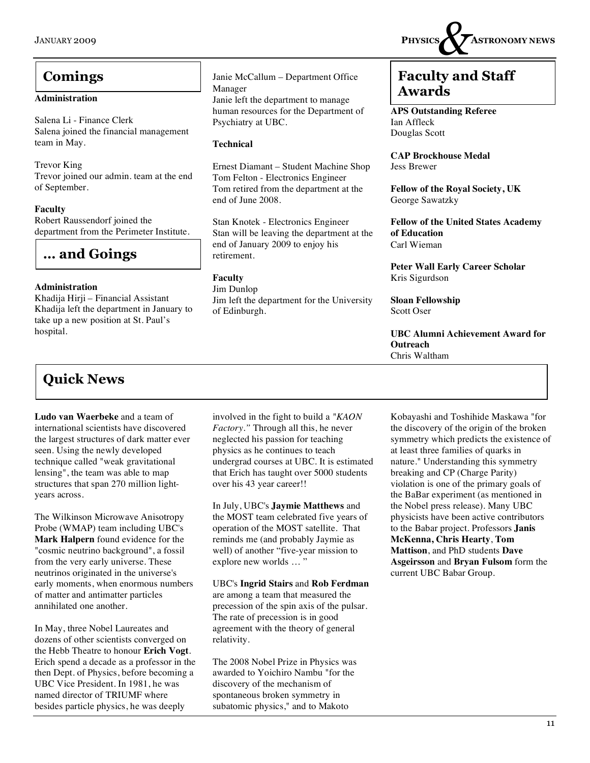## Comings

**Administration**

Salena Li - Finance Clerk
Salena joined the financial management team in May.

Trevor King
Trevor joined our admin. team at the end of September.

**Faculty**
Robert Raussendorf joined the department from the Perimeter Institute.

## ... and Goings

**Administration**
Khadija Hirji – Financial Assistant
Khadija left the department in January to take up a new position at St. Paul's hospital.

Janie McCallum – Department Office Manager
Janie left the department to manage human resources for the Department of Psychiatry at UBC.

**Technical**

Ernest Diamant – Student Machine Shop
Tom Felton - Electronics Engineer
Tom retired from the department at the end of June 2008.

Stan Knotek - Electronics Engineer
Stan will be leaving the department at the end of January 2009 to enjoy his retirement.

**Faculty**
Jim Dunlop
Jim left the department for the University of Edinburgh.

## Faculty and Staff Awards

**APS Outstanding Referee**
Ian Affleck
Douglas Scott

**CAP Brockhouse Medal**
Jess Brewer

**Fellow of the Royal Society, UK**
George Sawatzky

**Fellow of the United States Academy of Education**
Carl Wieman

**Peter Wall Early Career Scholar**
Kris Sigurdson

**Sloan Fellowship**
Scott Oser

**UBC Alumni Achievement Award for Outreach**
Chris Waltham

## Quick News

**Ludo van Waerbeke** and a team of international scientists have discovered the largest structures of dark matter ever seen. Using the newly developed technique called "weak gravitational lensing", the team was able to map structures that span 270 million light-years across.

The Wilkinson Microwave Anisotropy Probe (WMAP) team including UBC's **Mark Halpern** found evidence for the "cosmic neutrino background", a fossil from the very early universe. These neutrinos originated in the universe's early moments, when enormous numbers of matter and antimatter particles annihilated one another.

In May, three Nobel Laureates and dozens of other scientists converged on the Hebb Theatre to honour **Erich Vogt**. Erich spend a decade as a professor in the then Dept. of Physics, before becoming a UBC Vice President. In 1981, he was named director of TRIUMF where besides particle physics, he was deeply involved in the fight to build a *"KAON Factory."* Through all this, he never neglected his passion for teaching physics as he continues to teach undergrad courses at UBC. It is estimated that Erich has taught over 5000 students over his 43 year career!!

In July, UBC's **Jaymie Matthews** and the MOST team celebrated five years of operation of the MOST satellite. That reminds me (and probably Jaymie as well) of another "five-year mission to explore new worlds … "

UBC's **Ingrid Stairs** and **Rob Ferdman** are among a team that measured the precession of the spin axis of the pulsar. The rate of precession is in good agreement with the theory of general relativity.

The 2008 Nobel Prize in Physics was awarded to Yoichiro Nambu "for the discovery of the mechanism of spontaneous broken symmetry in subatomic physics," and to Makoto Kobayashi and Toshihide Maskawa "for the discovery of the origin of the broken symmetry which predicts the existence of at least three families of quarks in nature." Understanding this symmetry breaking and CP (Charge Parity) violation is one of the primary goals of the BaBar experiment (as mentioned in the Nobel press release). Many UBC physicists have been active contributors to the Babar project. Professors **Janis McKenna, Chris Hearty**, **Tom Mattison**, and PhD students **Dave Asgeirsson** and **Bryan Fulsom** form the current UBC Babar Group.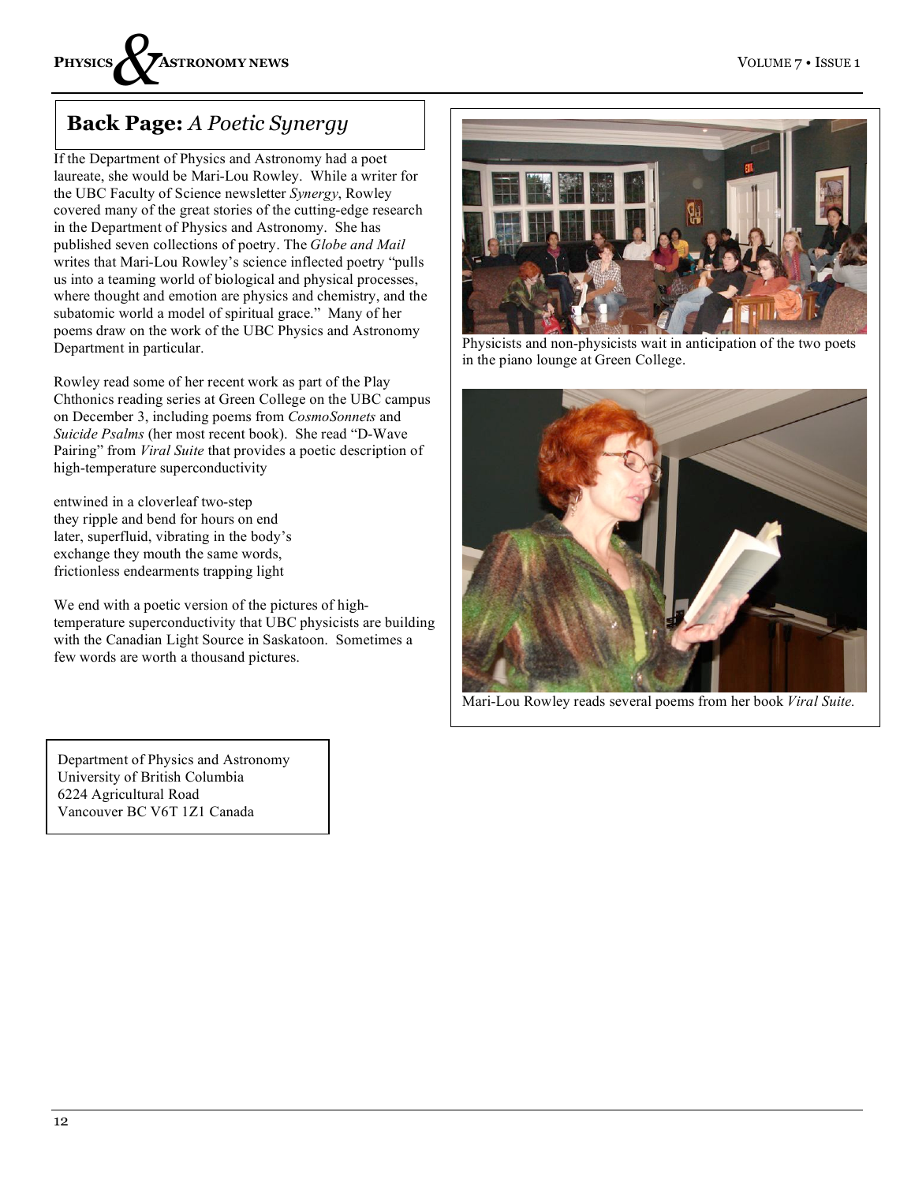## **Back Page:** *A Poetic Synergy*

If the Department of Physics and Astronomy had a poet laureate, she would be Mari-Lou Rowley. While a writer for the UBC Faculty of Science newsletter *Synergy*, Rowley covered many of the great stories of the cutting-edge research in the Department of Physics and Astronomy. She has published seven collections of poetry. The *Globe and Mail* writes that Mari-Lou Rowley's science inflected poetry "pulls us into a teaming world of biological and physical processes, where thought and emotion are physics and chemistry, and the subatomic world a model of spiritual grace." Many of her poems draw on the work of the UBC Physics and Astronomy Department in particular.

Rowley read some of her recent work as part of the Play Chthonics reading series at Green College on the UBC campus on December 3, including poems from *CosmoSonnets* and *Suicide Psalms* (her most recent book). She read "D-Wave Pairing" from *Viral Suite* that provides a poetic description of high-temperature superconductivity

entwined in a cloverleaf two-step  
they ripple and bend for hours on end  
later, superfluid, vibrating in the body's  
exchange they mouth the same words,  
frictionless endearments trapping light

We end with a poetic version of the pictures of high-temperature superconductivity that UBC physicists are building with the Canadian Light Source in Saskatoon. Sometimes a few words are worth a thousand pictures.

Physicists and non-physicists wait in anticipation of the two poets in the piano lounge at Green College.

Mari-Lou Rowley reads several poems from her book *Viral Suite.*

Department of Physics and Astronomy  
University of British Columbia  
6224 Agricultural Road  
Vancouver BC V6T 1Z1 Canada